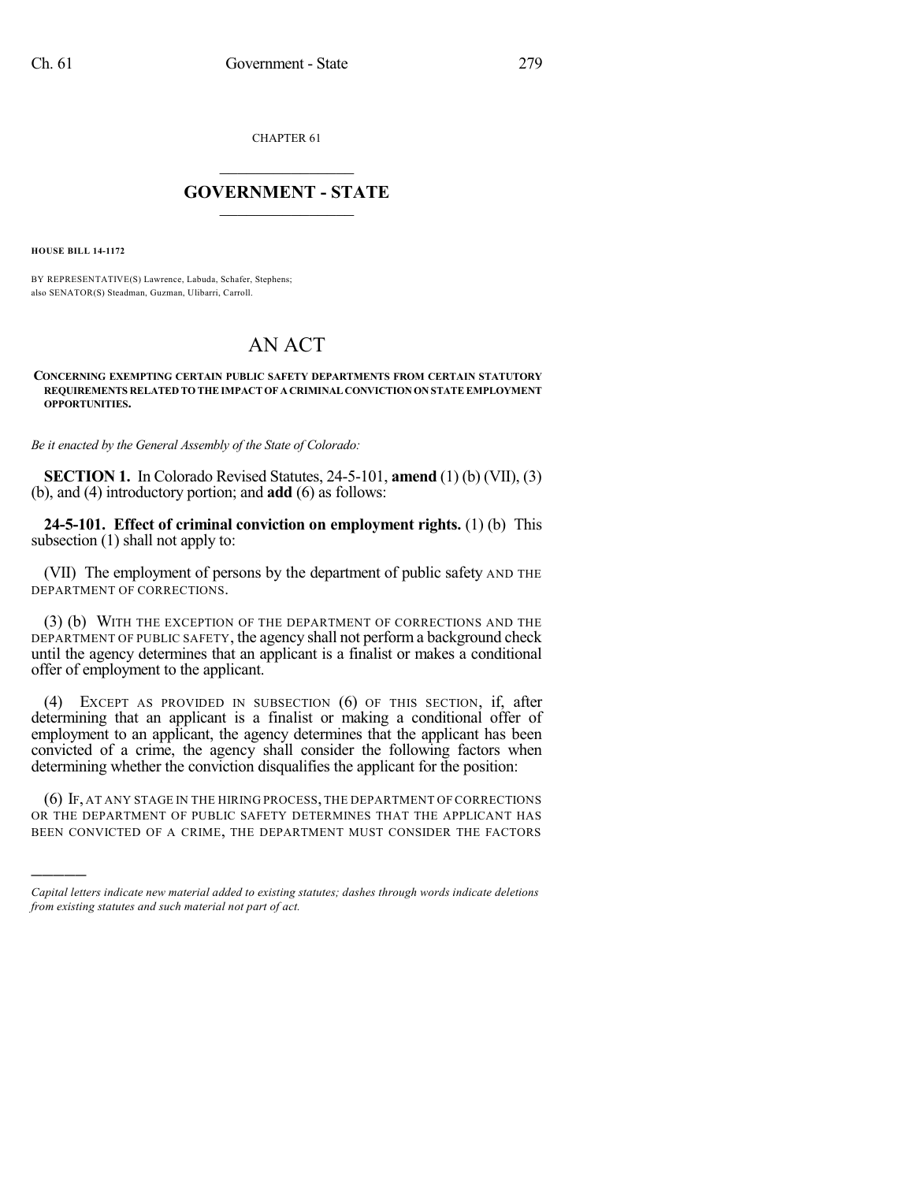CHAPTER 61

# GOVERNMENT - STATE

**HOUSE BILL 14-1172**

BY REPRESENTATIVE(S) Lawrence, Labuda, Schafer, Stephens; also SENATOR(S) Steadman, Guzman, Ulibarri, Carroll.

# AN ACT

**CONCERNING EXEMPTING CERTAIN PUBLIC SAFETY DEPARTMENTS FROM CERTAIN STATUTORY REQUIREMENTS RELATED TO THE IMPACT OF A CRIMINAL CONVICTION ON STATE EMPLOYMENT OPPORTUNITIES.**

*Be it enacted by the General Assembly of the State of Colorado:*

**SECTION 1.** In Colorado Revised Statutes, 24-5-101, **amend** (1) (b) (VII), (3) (b), and (4) introductory portion; and **add** (6) as follows:

**24-5-101. Effect of criminal conviction on employment rights.** (1) (b) This subsection (1) shall not apply to:

(VII) The employment of persons by the department of public safety AND THE DEPARTMENT OF CORRECTIONS.

(3) (b) WITH THE EXCEPTION OF THE DEPARTMENT OF CORRECTIONS AND THE DEPARTMENT OF PUBLIC SAFETY, the agency shall not perform a background check until the agency determines that an applicant is a finalist or makes a conditional offer of employment to the applicant.

(4) EXCEPT AS PROVIDED IN SUBSECTION (6) OF THIS SECTION, if, after determining that an applicant is a finalist or making a conditional offer of employment to an applicant, the agency determines that the applicant has been convicted of a crime, the agency shall consider the following factors when determining whether the conviction disqualifies the applicant for the position:

(6) IF, AT ANY STAGE IN THE HIRING PROCESS, THE DEPARTMENT OF CORRECTIONS OR THE DEPARTMENT OF PUBLIC SAFETY DETERMINES THAT THE APPLICANT HAS BEEN CONVICTED OF A CRIME, THE DEPARTMENT MUST CONSIDER THE FACTORS

---

*Capital letters indicate new material added to existing statutes; dashes through words indicate deletions from existing statutes and such material not part of act.*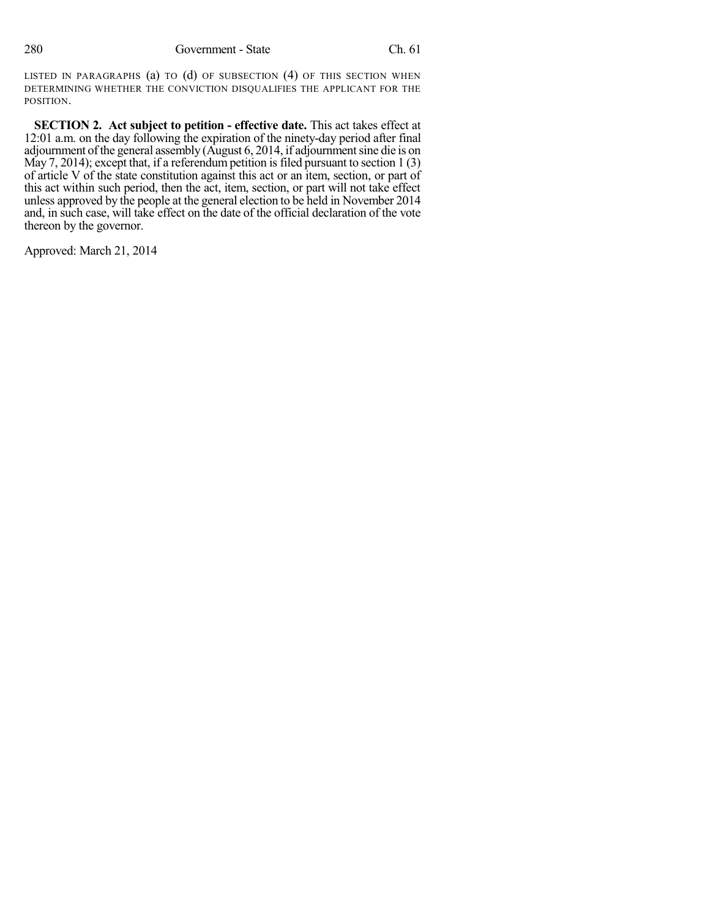LISTED IN PARAGRAPHS (a) TO (d) OF SUBSECTION (4) OF THIS SECTION WHEN DETERMINING WHETHER THE CONVICTION DISQUALIFIES THE APPLICANT FOR THE POSITION.

**SECTION 2. Act subject to petition - effective date.** This act takes effect at 12:01 a.m. on the day following the expiration of the ninety-day period after final adjournment of the general assembly (August 6, 2014, if adjournment sine die is on May 7, 2014); except that, if a referendum petition is filed pursuant to section 1 (3) of article V of the state constitution against this act or an item, section, or part of this act within such period, then the act, item, section, or part will not take effect unless approved by the people at the general election to be held in November 2014 and, in such case, will take effect on the date of the official declaration of the vote thereon by the governor.

Approved: March 21, 2014